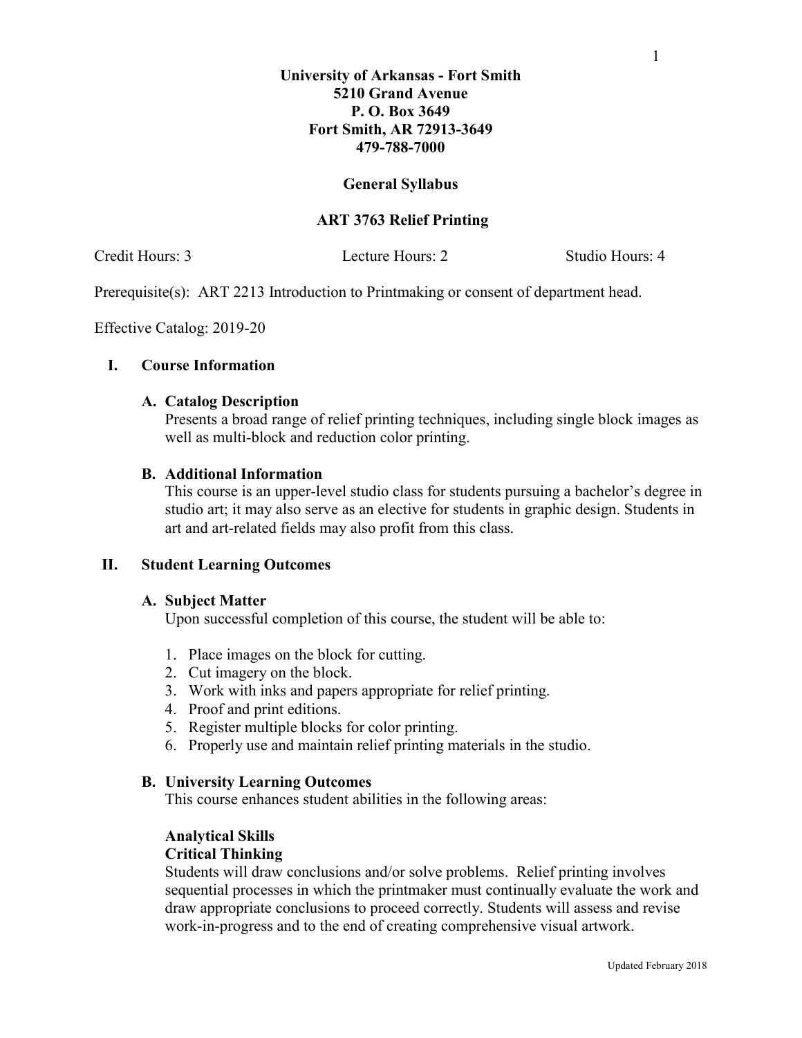**University of Arkansas - Fort Smith**
**5210 Grand Avenue**
**P. O. Box 3649**
**Fort Smith, AR 72913-3649**
**479-788-7000**

# General Syllabus

## ART 3763 Relief Printing

Credit Hours: 3 Lecture Hours: 2 Studio Hours: 4

Prerequisite(s): ART 2213 Introduction to Printmaking or consent of department head.

Effective Catalog: 2019-20

## I. Course Information

### A. Catalog Description

Presents a broad range of relief printing techniques, including single block images as well as multi-block and reduction color printing.

### B. Additional Information

This course is an upper-level studio class for students pursuing a bachelor's degree in studio art; it may also serve as an elective for students in graphic design. Students in art and art-related fields may also profit from this class.

## II. Student Learning Outcomes

### A. Subject Matter

Upon successful completion of this course, the student will be able to:

1. Place images on the block for cutting.
2. Cut imagery on the block.
3. Work with inks and papers appropriate for relief printing.
4. Proof and print editions.
5. Register multiple blocks for color printing.
6. Properly use and maintain relief printing materials in the studio.

### B. University Learning Outcomes

This course enhances student abilities in the following areas:

**Analytical Skills**
**Critical Thinking**
Students will draw conclusions and/or solve problems. Relief printing involves sequential processes in which the printmaker must continually evaluate the work and draw appropriate conclusions to proceed correctly. Students will assess and revise work-in-progress and to the end of creating comprehensive visual artwork.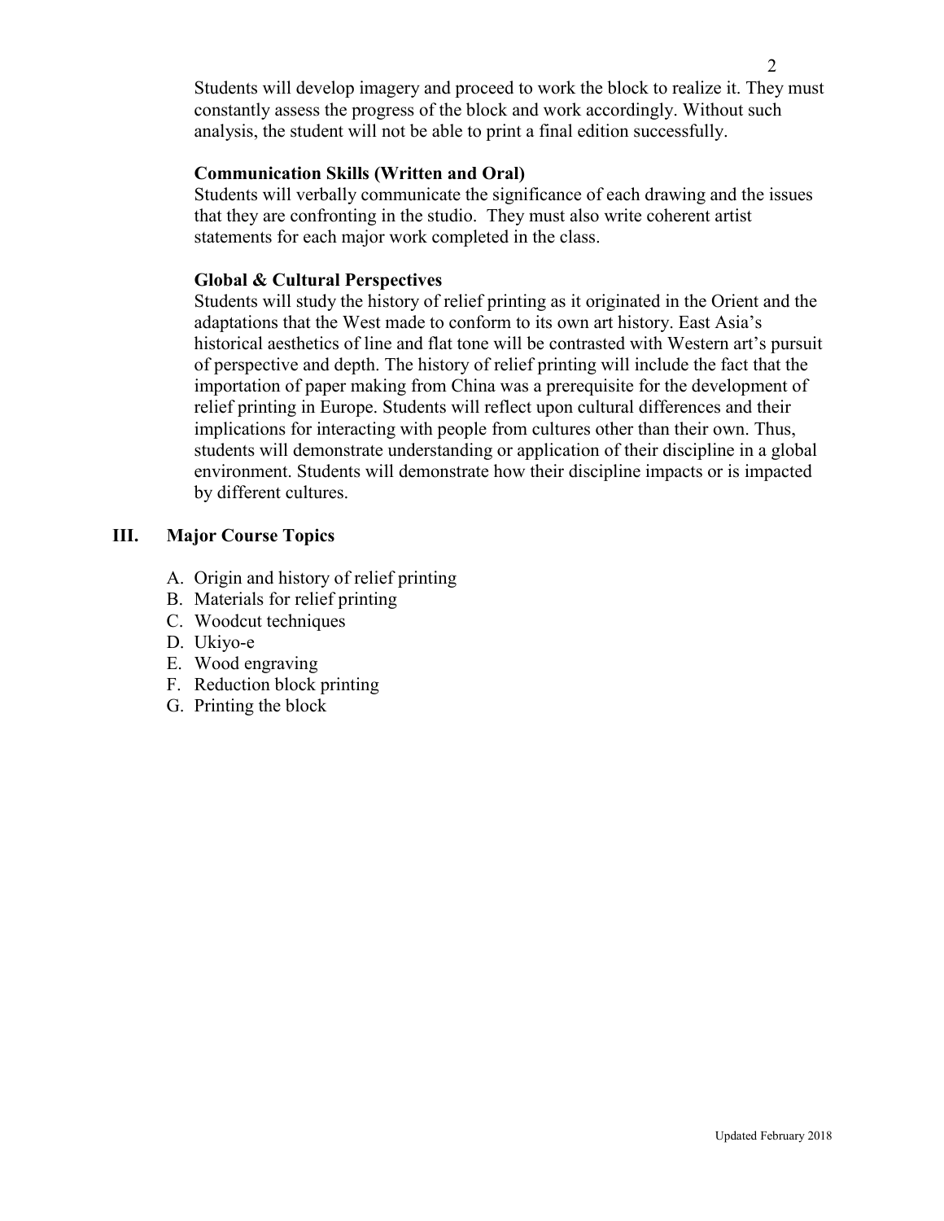Students will develop imagery and proceed to work the block to realize it. They must constantly assess the progress of the block and work accordingly. Without such analysis, the student will not be able to print a final edition successfully.

**Communication Skills (Written and Oral)**

Students will verbally communicate the significance of each drawing and the issues that they are confronting in the studio. They must also write coherent artist statements for each major work completed in the class.

**Global & Cultural Perspectives**

Students will study the history of relief printing as it originated in the Orient and the adaptations that the West made to conform to its own art history. East Asia's historical aesthetics of line and flat tone will be contrasted with Western art's pursuit of perspective and depth. The history of relief printing will include the fact that the importation of paper making from China was a prerequisite for the development of relief printing in Europe. Students will reflect upon cultural differences and their implications for interacting with people from cultures other than their own. Thus, students will demonstrate understanding or application of their discipline in a global environment. Students will demonstrate how their discipline impacts or is impacted by different cultures.

## III. Major Course Topics

A. Origin and history of relief printing
B. Materials for relief printing
C. Woodcut techniques
D. Ukiyo-e
E. Wood engraving
F. Reduction block printing
G. Printing the block

Updated February 2018